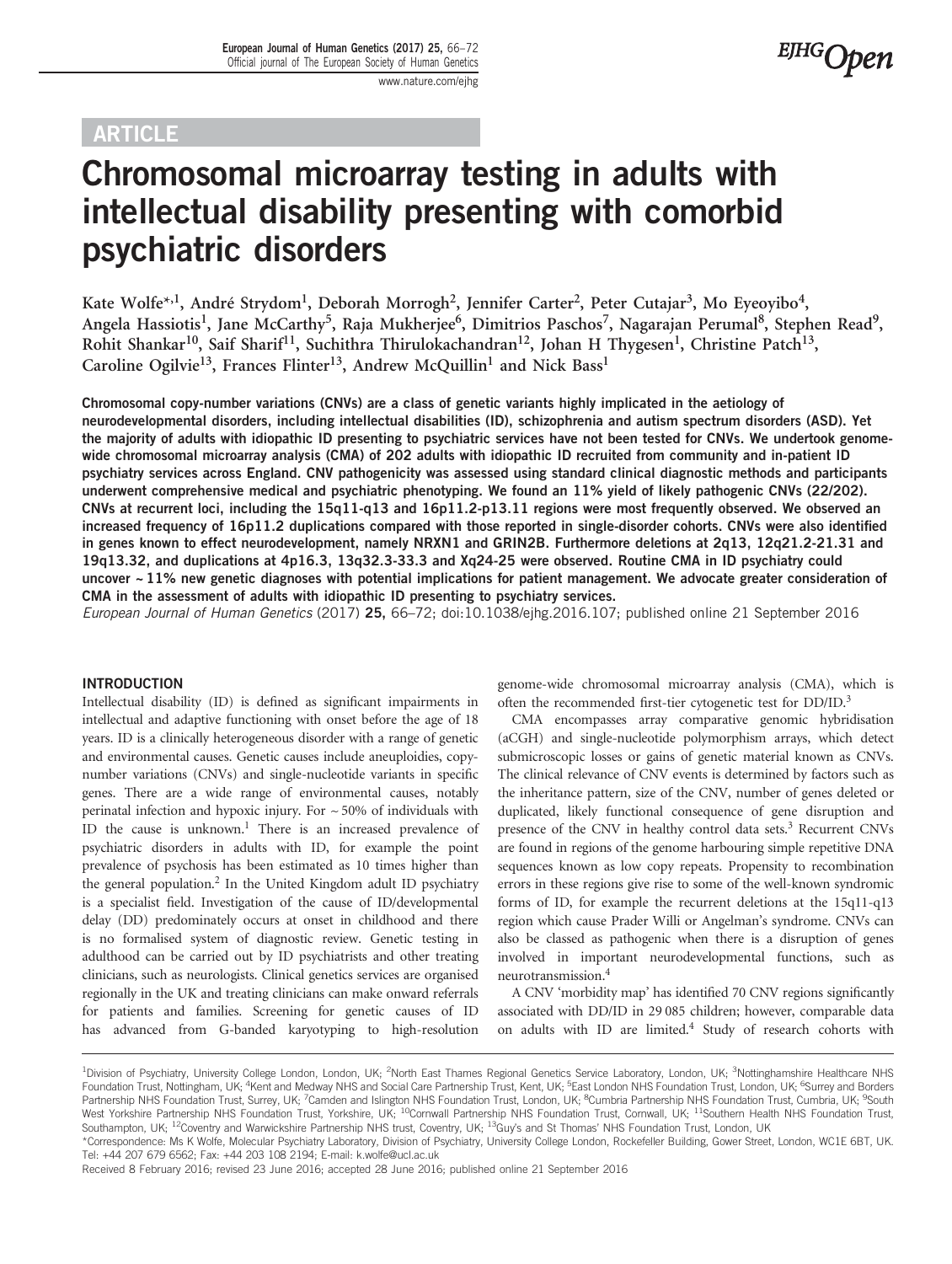ARTICLE

# Chromosomal microarray testing in adults with intellectual disability presenting with comorbid psychiatric disorders

Kate Wolfe*[,1], André Strydom[1], Deborah Morrogh[2], Jennifer Carter[2], Peter Cutajar[3], Mo Eyeoyibo[4], Angela Hassiotis[1], Jane McCarthy[5], Raja Mukherjee[6], Dimitrios Paschos[7], Nagarajan Perumal[8], Stephen Read[9], Rohit Shankar[10], Saif Sharif[11], Suchithra Thirulokachandran[12], Johan H Thygesen[1], Christine Patch[13], Caroline Ogilvie[13], Frances Flinter[13], Andrew McQuillin[1] and Nick Bass[1]

**Chromosomal copy-number variations (CNVs) are a class of genetic variants highly implicated in the aetiology of neurodevelopmental disorders, including intellectual disabilities (ID), schizophrenia and autism spectrum disorders (ASD). Yet the majority of adults with idiopathic ID presenting to psychiatric services have not been tested for CNVs. We undertook genome-wide chromosomal microarray analysis (CMA) of 202 adults with idiopathic ID recruited from community and in-patient ID psychiatry services across England. CNV pathogenicity was assessed using standard clinical diagnostic methods and participants underwent comprehensive medical and psychiatric phenotyping. We found an 11% yield of likely pathogenic CNVs (22/202). CNVs at recurrent loci, including the 15q11-q13 and 16p11.2-p13.11 regions were most frequently observed. We observed an increased frequency of 16p11.2 duplications compared with those reported in single-disorder cohorts. CNVs were also identified in genes known to effect neurodevelopment, namely NRXN1 and GRIN2B. Furthermore deletions at 2q13, 12q21.2-21.31 and 19q13.32, and duplications at 4p16.3, 13q32.3-33.3 and Xq24-25 were observed. Routine CMA in ID psychiatry could uncover ~11% new genetic diagnoses with potential implications for patient management. We advocate greater consideration of CMA in the assessment of adults with idiopathic ID presenting to psychiatry services.**

*European Journal of Human Genetics* (2017) **25,** 66–72; doi:10.1038/ejhg.2016.107; published online 21 September 2016

## INTRODUCTION

Intellectual disability (ID) is defined as significant impairments in intellectual and adaptive functioning with onset before the age of 18 years. ID is a clinically heterogeneous disorder with a range of genetic and environmental causes. Genetic causes include aneuploidies, copy-number variations (CNVs) and single-nucleotide variants in specific genes. There are a wide range of environmental causes, notably perinatal infection and hypoxic injury. For ~50% of individuals with ID the cause is unknown.[1] There is an increased prevalence of psychiatric disorders in adults with ID, for example the point prevalence of psychosis has been estimated as 10 times higher than the general population.[2] In the United Kingdom adult ID psychiatry is a specialist field. Investigation of the cause of ID/developmental delay (DD) predominately occurs at onset in childhood and there is no formalised system of diagnostic review. Genetic testing in adulthood can be carried out by ID psychiatrists and other treating clinicians, such as neurologists. Clinical genetics services are organised regionally in the UK and treating clinicians can make onward referrals for patients and families. Screening for genetic causes of ID has advanced from G-banded karyotyping to high-resolution genome-wide chromosomal microarray analysis (CMA), which is often the recommended first-tier cytogenetic test for DD/ID.[3]

CMA encompasses array comparative genomic hybridisation (aCGH) and single-nucleotide polymorphism arrays, which detect submicroscopic losses or gains of genetic material known as CNVs. The clinical relevance of CNV events is determined by factors such as the inheritance pattern, size of the CNV, number of genes deleted or duplicated, likely functional consequence of gene disruption and presence of the CNV in healthy control data sets.[3] Recurrent CNVs are found in regions of the genome harbouring simple repetitive DNA sequences known as low copy repeats. Propensity to recombination errors in these regions give rise to some of the well-known syndromic forms of ID, for example the recurrent deletions at the 15q11-q13 region which cause Prader Willi or Angelman's syndrome. CNVs can also be classed as pathogenic when there is a disruption of genes involved in important neurodevelopmental functions, such as neurotransmission.[4]

A CNV 'morbidity map' has identified 70 CNV regions significantly associated with DD/ID in 29 085 children; however, comparable data on adults with ID are limited.[4] Study of research cohorts with

[1]Division of Psychiatry, University College London, London, UK; [2]North East Thames Regional Genetics Service Laboratory, London, UK; [3]Nottinghamshire Healthcare NHS Foundation Trust, Nottingham, UK; [4]Kent and Medway NHS and Social Care Partnership Trust, Kent, UK; [5]East London NHS Foundation Trust, London, UK; [6]Surrey and Borders Partnership NHS Foundation Trust, Surrey, UK; [7]Camden and Islington NHS Foundation Trust, London, UK; [8]Cumbria Partnership NHS Foundation Trust, Cumbria, UK; [9]South West Yorkshire Partnership NHS Foundation Trust, Yorkshire, UK; [10]Cornwall Partnership NHS Foundation Trust, Cornwall, UK; [11]Southern Health NHS Foundation Trust, Southampton, UK; [12]Coventry and Warwickshire Partnership NHS trust, Coventry, UK; [13]Guy's and St Thomas' NHS Foundation Trust, London, UK

*Correspondence: Ms K Wolfe, Molecular Psychiatry Laboratory, Division of Psychiatry, University College London, Rockefeller Building, Gower Street, London, WC1E 6BT, UK. Tel: +44 207 679 6562; Fax: +44 203 108 2194; E-mail: k.wolfe@ucl.ac.uk

Received 8 February 2016; revised 23 June 2016; accepted 28 June 2016; published online 21 September 2016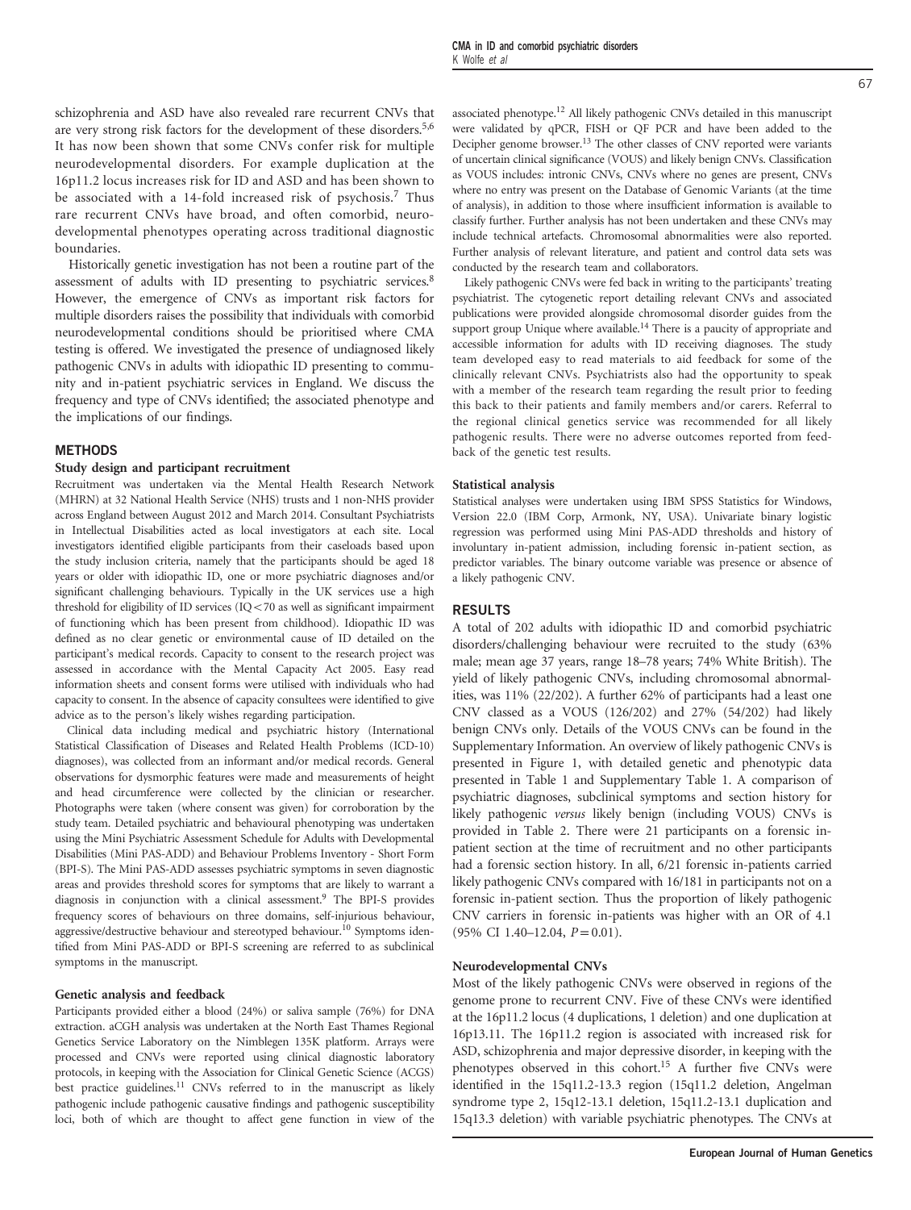schizophrenia and ASD have also revealed rare recurrent CNVs that are very strong risk factors for the development of these disorders.[5,6] It has now been shown that some CNVs confer risk for multiple neurodevelopmental disorders. For example duplication at the 16p11.2 locus increases risk for ID and ASD and has been shown to be associated with a 14-fold increased risk of psychosis.[7] Thus rare recurrent CNVs have broad, and often comorbid, neurodevelopmental phenotypes operating across traditional diagnostic boundaries.

Historically genetic investigation has not been a routine part of the assessment of adults with ID presenting to psychiatric services.[8] However, the emergence of CNVs as important risk factors for multiple disorders raises the possibility that individuals with comorbid neurodevelopmental conditions should be prioritised where CMA testing is offered. We investigated the presence of undiagnosed likely pathogenic CNVs in adults with idiopathic ID presenting to community and in-patient psychiatric services in England. We discuss the frequency and type of CNVs identified; the associated phenotype and the implications of our findings.

## METHODS

### Study design and participant recruitment

Recruitment was undertaken via the Mental Health Research Network (MHRN) at 32 National Health Service (NHS) trusts and 1 non-NHS provider across England between August 2012 and March 2014. Consultant Psychiatrists in Intellectual Disabilities acted as local investigators at each site. Local investigators identified eligible participants from their caseloads based upon the study inclusion criteria, namely that the participants should be aged 18 years or older with idiopathic ID, one or more psychiatric diagnoses and/or significant challenging behaviours. Typically in the UK services use a high threshold for eligibility of ID services (IQ<70 as well as significant impairment of functioning which has been present from childhood). Idiopathic ID was defined as no clear genetic or environmental cause of ID detailed on the participant's medical records. Capacity to consent to the research project was assessed in accordance with the Mental Capacity Act 2005. Easy read information sheets and consent forms were utilised with individuals who had capacity to consent. In the absence of capacity consultees were identified to give advice as to the person's likely wishes regarding participation.

Clinical data including medical and psychiatric history (International Statistical Classification of Diseases and Related Health Problems (ICD-10) diagnoses), was collected from an informant and/or medical records. General observations for dysmorphic features were made and measurements of height and head circumference were collected by the clinician or researcher. Photographs were taken (where consent was given) for corroboration by the study team. Detailed psychiatric and behavioural phenotyping was undertaken using the Mini Psychiatric Assessment Schedule for Adults with Developmental Disabilities (Mini PAS-ADD) and Behaviour Problems Inventory - Short Form (BPI-S). The Mini PAS-ADD assesses psychiatric symptoms in seven diagnostic areas and provides threshold scores for symptoms that are likely to warrant a diagnosis in conjunction with a clinical assessment.[9] The BPI-S provides frequency scores of behaviours on three domains, self-injurious behaviour, aggressive/destructive behaviour and stereotyped behaviour.[10] Symptoms identified from Mini PAS-ADD or BPI-S screening are referred to as subclinical symptoms in the manuscript.

### Genetic analysis and feedback

Participants provided either a blood (24%) or saliva sample (76%) for DNA extraction. aCGH analysis was undertaken at the North East Thames Regional Genetics Service Laboratory on the Nimblegen 135K platform. Arrays were processed and CNVs were reported using clinical diagnostic laboratory protocols, in keeping with the Association for Clinical Genetic Science (ACGS) best practice guidelines.[11] CNVs referred to in the manuscript as likely pathogenic include pathogenic causative findings and pathogenic susceptibility loci, both of which are thought to affect gene function in view of the associated phenotype.[12] All likely pathogenic CNVs detailed in this manuscript were validated by qPCR, FISH or QF PCR and have been added to the Decipher genome browser.[13] The other classes of CNV reported were variants of uncertain clinical significance (VOUS) and likely benign CNVs. Classification as VOUS includes: intronic CNVs, CNVs where no genes are present, CNVs where no entry was present on the Database of Genomic Variants (at the time of analysis), in addition to those where insufficient information is available to classify further. Further analysis has not been undertaken and these CNVs may include technical artefacts. Chromosomal abnormalities were also reported. Further analysis of relevant literature, and patient and control data sets was conducted by the research team and collaborators.

Likely pathogenic CNVs were fed back in writing to the participants' treating psychiatrist. The cytogenetic report detailing relevant CNVs and associated publications were provided alongside chromosomal disorder guides from the support group Unique where available.[14] There is a paucity of appropriate and accessible information for adults with ID receiving diagnoses. The study team developed easy to read materials to aid feedback for some of the clinically relevant CNVs. Psychiatrists also had the opportunity to speak with a member of the research team regarding the result prior to feeding this back to their patients and family members and/or carers. Referral to the regional clinical genetics service was recommended for all likely pathogenic results. There were no adverse outcomes reported from feedback of the genetic test results.

### Statistical analysis

Statistical analyses were undertaken using IBM SPSS Statistics for Windows, Version 22.0 (IBM Corp, Armonk, NY, USA). Univariate binary logistic regression was performed using Mini PAS-ADD thresholds and history of involuntary in-patient admission, including forensic in-patient section, as predictor variables. The binary outcome variable was presence or absence of a likely pathogenic CNV.

## RESULTS

A total of 202 adults with idiopathic ID and comorbid psychiatric disorders/challenging behaviour were recruited to the study (63% male; mean age 37 years, range 18–78 years; 74% White British). The yield of likely pathogenic CNVs, including chromosomal abnormalities, was 11% (22/202). A further 62% of participants had a least one CNV classed as a VOUS (126/202) and 27% (54/202) had likely benign CNVs only. Details of the VOUS CNVs can be found in the Supplementary Information. An overview of likely pathogenic CNVs is presented in Figure 1, with detailed genetic and phenotypic data presented in Table 1 and Supplementary Table 1. A comparison of psychiatric diagnoses, subclinical symptoms and section history for likely pathogenic *versus* likely benign (including VOUS) CNVs is provided in Table 2. There were 21 participants on a forensic in-patient section at the time of recruitment and no other participants had a forensic section history. In all, 6/21 forensic in-patients carried likely pathogenic CNVs compared with 16/181 in participants not on a forensic in-patient section. Thus the proportion of likely pathogenic CNV carriers in forensic in-patients was higher with an OR of 4.1 (95% CI 1.40–12.04, $P=0.01$).

### Neurodevelopmental CNVs

Most of the likely pathogenic CNVs were observed in regions of the genome prone to recurrent CNV. Five of these CNVs were identified at the 16p11.2 locus (4 duplications, 1 deletion) and one duplication at 16p13.11. The 16p11.2 region is associated with increased risk for ASD, schizophrenia and major depressive disorder, in keeping with the phenotypes observed in this cohort.[15] A further five CNVs were identified in the 15q11.2-13.3 region (15q11.2 deletion, Angelman syndrome type 2, 15q12-13.1 deletion, 15q11.2-13.1 duplication and 15q13.3 deletion) with variable psychiatric phenotypes. The CNVs at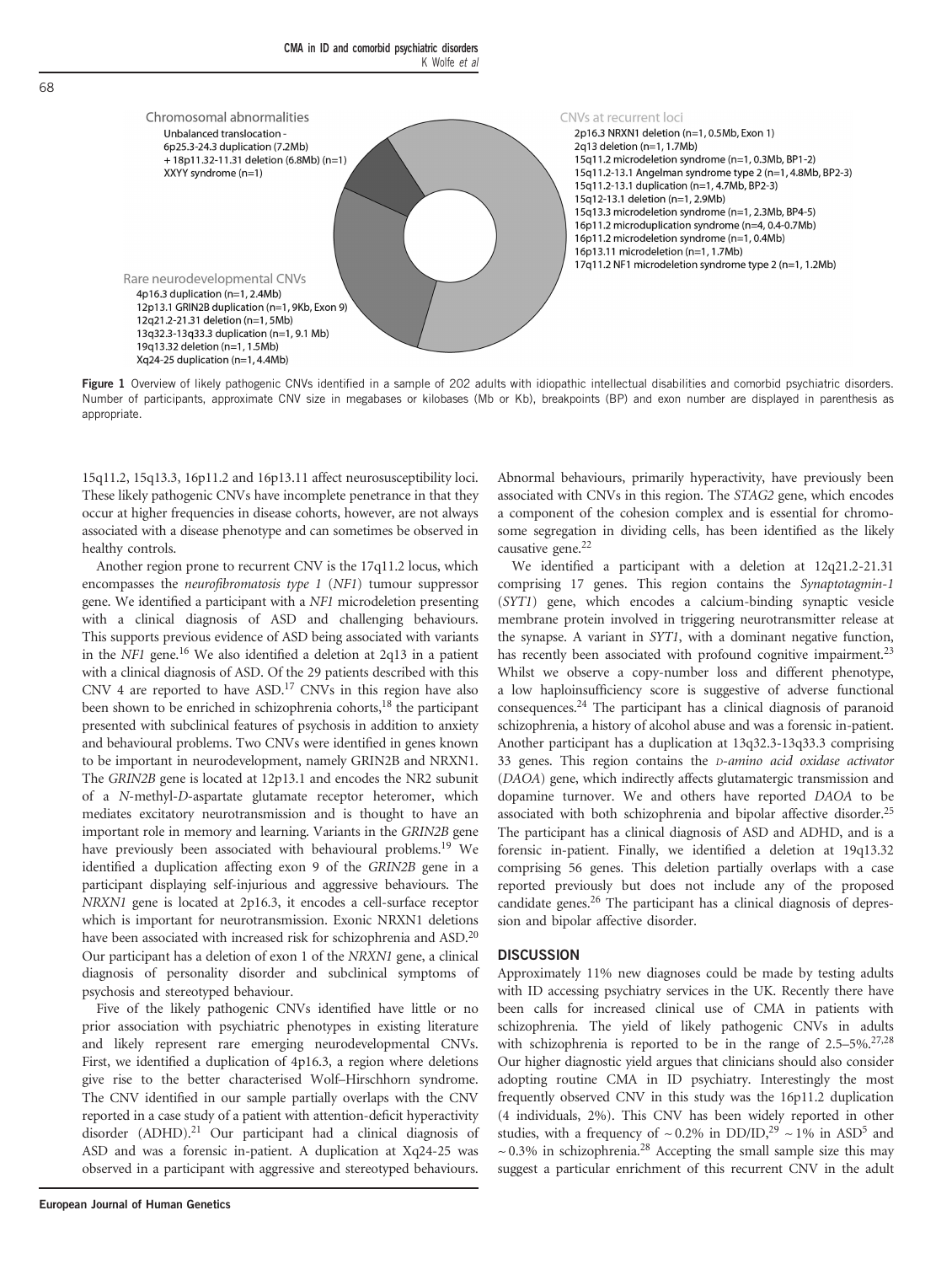Chromosomal abnormalities

Unbalanced translocation - 6p25.3-24.3 duplication (7.2Mb) + 18p11.32-11.31 deletion (6.8Mb) (n=1)
XXYY syndrome (n=1)

CNVs at recurrent loci

2p16.3 NRXN1 deletion (n=1, 0.5Mb, Exon 1)
2q13 deletion (n=1, 1.7Mb)
15q11.2 microdeletion syndrome (n=1, 0.3Mb, BP1-2)
15q11.2-13.1 Angelman syndrome type 2 (n=1, 4.8Mb, BP2-3)
15q11.2-13.1 duplication (n=1, 4.7Mb, BP2-3)
15q12-13.1 deletion (n=1, 2.9Mb)
15q13.3 microdeletion syndrome (n=1, 2.3Mb, BP4-5)
16p11.2 microduplication syndrome (n=4, 0.4-0.7Mb)
16p11.2 microdeletion syndrome (n=1, 0.4Mb)
16p13.11 microdeletion (n=1, 1.7Mb)
17q11.2 NF1 microdeletion syndrome type 2 (n=1, 1.2Mb)

Rare neurodevelopmental CNVs

4p16.3 duplication (n=1, 2.4Mb)
12p13.1 GRIN2B duplication (n=1, 9Kb, Exon 9)
12q21.2-21.31 deletion (n=1, 5Mb)
13q32.3-13q33.3 duplication (n=1, 9.1 Mb)
19q13.32 deletion (n=1, 1.5Mb)
Xq24-25 duplication (n=1, 4.4Mb)

**Figure 1** Overview of likely pathogenic CNVs identified in a sample of 202 adults with idiopathic intellectual disabilities and comorbid psychiatric disorders. Number of participants, approximate CNV size in megabases or kilobases (Mb or Kb), breakpoints (BP) and exon number are displayed in parenthesis as appropriate.

15q11.2, 15q13.3, 16p11.2 and 16p13.11 affect neurosusceptibility loci. These likely pathogenic CNVs have incomplete penetrance in that they occur at higher frequencies in disease cohorts, however, are not always associated with a disease phenotype and can sometimes be observed in healthy controls.

Another region prone to recurrent CNV is the 17q11.2 locus, which encompasses the *neurofibromatosis type 1* (*NF1*) tumour suppressor gene. We identified a participant with a *NF1* microdeletion presenting with a clinical diagnosis of ASD and challenging behaviours. This supports previous evidence of ASD being associated with variants in the *NF1* gene.[16] We also identified a deletion at 2q13 in a patient with a clinical diagnosis of ASD. Of the 29 patients described with this CNV 4 are reported to have ASD.[17] CNVs in this region have also been shown to be enriched in schizophrenia cohorts,[18] the participant presented with subclinical features of psychosis in addition to anxiety and behavioural problems. Two CNVs were identified in genes known to be important in neurodevelopment, namely GRIN2B and NRXN1. The *GRIN2B* gene is located at 12p13.1 and encodes the NR2 subunit of a *N*-methyl-*D*-aspartate glutamate receptor heteromer, which mediates excitatory neurotransmission and is thought to have an important role in memory and learning. Variants in the *GRIN2B* gene have previously been associated with behavioural problems.[19] We identified a duplication affecting exon 9 of the *GRIN2B* gene in a participant displaying self-injurious and aggressive behaviours. The *NRXN1* gene is located at 2p16.3, it encodes a cell-surface receptor which is important for neurotransmission. Exonic NRXN1 deletions have been associated with increased risk for schizophrenia and ASD.[20] Our participant has a deletion of exon 1 of the *NRXN1* gene, a clinical diagnosis of personality disorder and subclinical symptoms of psychosis and stereotyped behaviour.

Five of the likely pathogenic CNVs identified have little or no prior association with psychiatric phenotypes in existing literature and likely represent rare emerging neurodevelopmental CNVs. First, we identified a duplication of 4p16.3, a region where deletions give rise to the better characterised Wolf–Hirschhorn syndrome. The CNV identified in our sample partially overlaps with the CNV reported in a case study of a patient with attention-deficit hyperactivity disorder (ADHD).[21] Our participant had a clinical diagnosis of ASD and was a forensic in-patient. A duplication at Xq24-25 was observed in a participant with aggressive and stereotyped behaviours. Abnormal behaviours, primarily hyperactivity, have previously been associated with CNVs in this region. The *STAG2* gene, which encodes a component of the cohesion complex and is essential for chromosome segregation in dividing cells, has been identified as the likely causative gene.[22]

We identified a participant with a deletion at 12q21.2-21.31 comprising 17 genes. This region contains the *Synaptotagmin-1* (*SYT1*) gene, which encodes a calcium-binding synaptic vesicle membrane protein involved in triggering neurotransmitter release at the synapse. A variant in *SYT1*, with a dominant negative function, has recently been associated with profound cognitive impairment.[23] Whilst we observe a copy-number loss and different phenotype, a low haploinsufficiency score is suggestive of adverse functional consequences.[24] The participant has a clinical diagnosis of paranoid schizophrenia, a history of alcohol abuse and was a forensic in-patient. Another participant has a duplication at 13q32.3-13q33.3 comprising 33 genes. This region contains the *D-amino acid oxidase activator* (*DAOA*) gene, which indirectly affects glutamatergic transmission and dopamine turnover. We and others have reported *DAOA* to be associated with both schizophrenia and bipolar affective disorder.[25] The participant has a clinical diagnosis of ASD and ADHD, and is a forensic in-patient. Finally, we identified a deletion at 19q13.32 comprising 56 genes. This deletion partially overlaps with a case reported previously but does not include any of the proposed candidate genes.[26] The participant has a clinical diagnosis of depression and bipolar affective disorder.

## DISCUSSION

Approximately 11% new diagnoses could be made by testing adults with ID accessing psychiatry services in the UK. Recently there have been calls for increased clinical use of CMA in patients with schizophrenia. The yield of likely pathogenic CNVs in adults with schizophrenia is reported to be in the range of 2.5–5%.[27,28] Our higher diagnostic yield argues that clinicians should also consider adopting routine CMA in ID psychiatry. Interestingly the most frequently observed CNV in this study was the 16p11.2 duplication (4 individuals, 2%). This CNV has been widely reported in other studies, with a frequency of ~0.2% in DD/ID,[29] ~1% in ASD[5] and ~0.3% in schizophrenia.[28] Accepting the small sample size this may suggest a particular enrichment of this recurrent CNV in the adult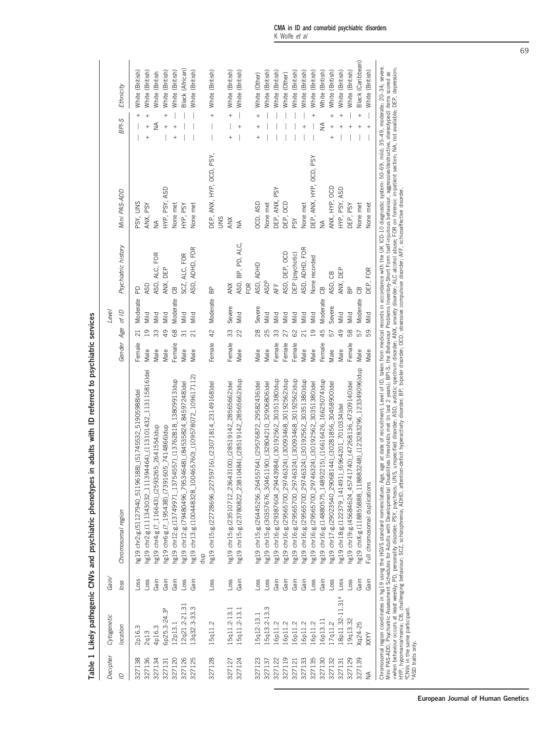**Table 1 Likely pathogenic CNVs and psychiatric phenotypes in adults with ID referred to psychiatric services**

| Decipher ID | Cytogenetic location | Gain/ loss | Chromosomal region | Gender | Age | Level of ID | Psychiatric history | Mini PAS-ADD | BPI-S | | | Ethnicity |
|---|---|---|---|---|---|---|---|---|---|---|---|---|
| 327138 | 2p16.3 | Loss | hg19 chr2:g.(51127940_51196188)_(51745532_51905988)del | Female | 21 | Moderate | PD | PSY, UNS | — | — | + | White (British) |
| 327136 | 2q13 | Loss | hg19 chr2:g.(111343032_111394464)_(113101432_113115816)del | Male | 19 | Mild | ASD | ANX, PSY | + | + | + | White (British) |
| 327134 | 4p16.3 | Gain | hg19 chr4:g.(?_116643)_(2593265_2641554)dup | Male | 33 | Mild | ASD, ALC, FOR | NA | | NA | | White (British) |
| 327131 | 6p25.3-24.3[a] | Gain | hg19 chr6:g.(?_195438)_(7391605_7414866)dup | Male | 49 | Mild | ANX, DEP | HYP, PSY, ASD | — | + | + | White (British) |
| 327120 | 12p13.1 | Gain | hg19 chr12:g.(13749971_13754557)_(13762818_13809913)dup | Female | 68 | Moderate | CB | None met | + | + | — | White (British) |
| 327126 | 12q21.2-21.31 | Loss | hg19 chr12:g.(79480496_79534648)_(84535824_84597248)del | Male | 31 | Mild | SCZ, ALC, FOR | HYP, PSY | — | — | — | Black (African) |
| 327125 | 13q32.3-33.3 | Gain | hg19 chr13:g.(100448328_100465760)_(109578072_109617112)dup | Male | 21 | Mild | ASD, ADHD, FOR | None met | — | — | — | White (British) |
| 327128 | 15q11.2 | Loss | hg19 chr15:g.(22728696_22759716)_(23071814_23149168)del | Female | 42 | Moderate | BP | DEP, ANX, HYP, OCD, PSY, UNS | — | — | + | White (British) |
| 327127 | 15q11.2-13.1 | Loss | hg19 chr15:g.(23510712_23643100)_(28519142_28565662)del | Female | 33 | Severe | ANX | ANX | + | — | + | White (British) |
| 327124 | 15q11.2-13.1 | Gain | hg19 chr15:g.(23780822_23810484)_(28519142_28565662)dup | Male | 22 | Mild | ASD, BP, PD, ALC, FOR | NA | — | + | — | White (British) |
| 327123 | 15q12-13.1 | Loss | hg19 chr15:g.(26445256_26455764)_(29576872_29582436)del | Male | 28 | Severe | ASD, ADHD | OCD, ASD | + | + | + | White (Other) |
| 327137 | 15q13.2-13.3 | Loss | hg19 chr15:g.(30357676_30461190)_(32804210_32906806)del | Male | 25 | Mild | ASD[b] | None met | — | — | — | White (British) |
| 327122 | 16p11.2 | Gain | hg19 chr16:g.(29387604_29443984)_(30192562_30351380)dup | Female | 33 | Mild | AFF | DEP, ANX, PSY | — | — | — | White (British) |
| 327119 | 16p11.2 | Gain | hg19 chr16:g.(29565700_29746324)_(30093468_30192562)dup | Female | 27 | Mild | ASD, DEP, OCD | DEP, OCD | — | — | — | White (Other) |
| 327121 | 16p11.2 | Gain | hg19 chr16:g.(29565700_29746324)_(30093468_30192562)dup | Female | 62 | Mild | DEP (psychotic) | PSY | — | — | — | White (British) |
| 327133 | 16p11.2 | Gain | hg19 chr16:g.(29565700_29746324)_(30192562_30351380)dup | Male | 21 | Mild | ASD, ADHD, FOR | None met | — | + | — | White (British) |
| 327135 | 16p11.2 | Loss | hg19 chr16:g.(29565700_29746324)_(30192562_30351380)del | Male | 19 | Mild | None recorded | DEP, ANX, HYP, OCD, PSY | — | — | + | White (British) |
| 327130 | 16p13.11 | Gain | hg19 chr16:g.(14880575_14892215)_(16616426_16625074)dup | Female | 45 | Moderate | CB | NA | | NA | | White (British) |
| 327132 | 17q12 | Loss | hg19 chr17:g.(29023540_29068144)_(30281856_30458900)del | Male | 57 | Severe | ASD, CB | ANX, HYP, OCD | + | + | + | White (British) |
| 327131 | 18p11.32-11.31[a] | Loss | hg19 chr18:g.(122379_141491)_(6964201_7010334)del | Male | 49 | Mild | ANX, DEP | HYP, PSY, ASD | — | + | + | White (British) |
| 327129 | 19q13.32 | Loss | hg19 chr19:g.(45684624_45741740)_(47268136_47309140)del | Female | 58 | Mild | BP | DEP, PSY | — | + | — | White (British) |
| 327139 | Xq24-25 | Gain | hg19 chrX:g.(118855888_118883248)_(123283296_123349096)dup | Male | 57 | Moderate | CB | None met | — | + | + | Black (Caribbean) |
| NA | XXYY | Gain | Full chromosomal duplications | Male | 59 | Mild | DEP, FOR | None met | — | + | — | White (British) |

Chromosomal region coordinates in hg19 using the HGVS standard nomenclature; Age, age at date of recruitment; Level of ID, taken from medical records in accordance with the UK ICD-10 diagnostic system: 50–69, mild; 35–49, moderate; 20–34, severe. Mini PAS-ADD, Psychiatric Assessment Schedules for Adults with Developmental Disabilities thresholds met (in last 2 years); BPI-S, the Behaviour Problems Inventory-Short Form (self-injurious behaviour, aggressive/destructive, stereotyped) items scored as +when behaviour occurs at least weekly; PD, personality disorder; PSY, psychosis; UNS, unspecified disorder; ASD, autistic spectrum disorder; ANX, anxiety disorder; ALC alcohol abuse; FOR on forensic in-patient section; NA, not available; DEP, depression; HYP, hypomania/mania; CB, challenging behaviour; SCZ, schizophrenia; ADHD, attention-deficit hyperactivity disorder; BP, bipolar disorder; OCD, obsessive compulsive disorder; AFF, schizoaffective disorder.
[a]CNVs in the same participant.
[b]ASD traits only.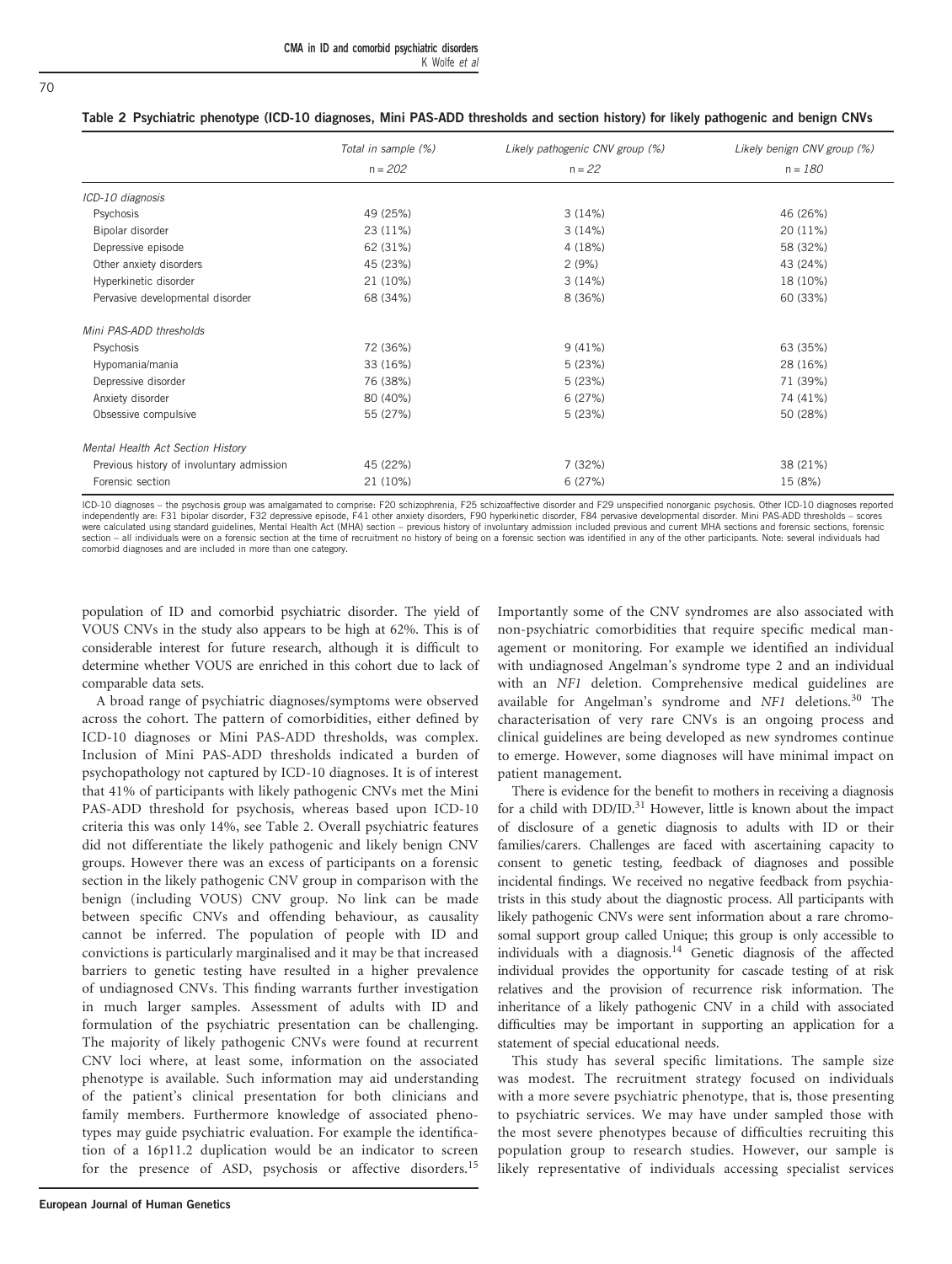**Table 2 Psychiatric phenotype (ICD-10 diagnoses, Mini PAS-ADD thresholds and section history) for likely pathogenic and benign CNVs**

| | *Total in sample (%)* | *Likely pathogenic CNV group (%)* | *Likely benign CNV group (%)* |
|---|---|---|---|
| | *n = 202* | *n = 22* | *n = 180* |
| *ICD-10 diagnosis* | | | |
| Psychosis | 49 (25%) | 3 (14%) | 46 (26%) |
| Bipolar disorder | 23 (11%) | 3 (14%) | 20 (11%) |
| Depressive episode | 62 (31%) | 4 (18%) | 58 (32%) |
| Other anxiety disorders | 45 (23%) | 2 (9%) | 43 (24%) |
| Hyperkinetic disorder | 21 (10%) | 3 (14%) | 18 (10%) |
| Pervasive developmental disorder | 68 (34%) | 8 (36%) | 60 (33%) |
| *Mini PAS-ADD thresholds* | | | |
| Psychosis | 72 (36%) | 9 (41%) | 63 (35%) |
| Hypomania/mania | 33 (16%) | 5 (23%) | 28 (16%) |
| Depressive disorder | 76 (38%) | 5 (23%) | 71 (39%) |
| Anxiety disorder | 80 (40%) | 6 (27%) | 74 (41%) |
| Obsessive compulsive | 55 (27%) | 5 (23%) | 50 (28%) |
| *Mental Health Act Section History* | | | |
| Previous history of involuntary admission | 45 (22%) | 7 (32%) | 38 (21%) |
| Forensic section | 21 (10%) | 6 (27%) | 15 (8%) |

ICD-10 diagnoses – the psychosis group was amalgamated to comprise: F20 schizophrenia, F25 schizoaffective disorder and F29 unspecified nonorganic psychosis. Other ICD-10 diagnoses reported independently are: F31 bipolar disorder, F32 depressive episode, F41 other anxiety disorders, F90 hyperkinetic disorder, F84 pervasive developmental disorder. Mini PAS-ADD thresholds – scores were calculated using standard guidelines, Mental Health Act (MHA) section – previous history of involuntary admission included previous and current MHA sections and forensic sections, forensic section – all individuals were on a forensic section at the time of recruitment no history of being on a forensic section was identified in any of the other participants. Note: several individuals had comorbid diagnoses and are included in more than one category.

population of ID and comorbid psychiatric disorder. The yield of VOUS CNVs in the study also appears to be high at 62%. This is of considerable interest for future research, although it is difficult to determine whether VOUS are enriched in this cohort due to lack of comparable data sets.

A broad range of psychiatric diagnoses/symptoms were observed across the cohort. The pattern of comorbidities, either defined by ICD-10 diagnoses or Mini PAS-ADD thresholds, was complex. Inclusion of Mini PAS-ADD thresholds indicated a burden of psychopathology not captured by ICD-10 diagnoses. It is of interest that 41% of participants with likely pathogenic CNVs met the Mini PAS-ADD threshold for psychosis, whereas based upon ICD-10 criteria this was only 14%, see Table 2. Overall psychiatric features did not differentiate the likely pathogenic and likely benign CNV groups. However there was an excess of participants on a forensic section in the likely pathogenic CNV group in comparison with the benign (including VOUS) CNV group. No link can be made between specific CNVs and offending behaviour, as causality cannot be inferred. The population of people with ID and convictions is particularly marginalised and it may be that increased barriers to genetic testing have resulted in a higher prevalence of undiagnosed CNVs. This finding warrants further investigation in much larger samples. Assessment of adults with ID and formulation of the psychiatric presentation can be challenging. The majority of likely pathogenic CNVs were found at recurrent CNV loci where, at least some, information on the associated phenotype is available. Such information may aid understanding of the patient's clinical presentation for both clinicians and family members. Furthermore knowledge of associated phenotypes may guide psychiatric evaluation. For example the identification of a 16p11.2 duplication would be an indicator to screen for the presence of ASD, psychosis or affective disorders.[15]

Importantly some of the CNV syndromes are also associated with non-psychiatric comorbidities that require specific medical management or monitoring. For example we identified an individual with undiagnosed Angelman's syndrome type 2 and an individual with an *NF1* deletion. Comprehensive medical guidelines are available for Angelman's syndrome and *NF1* deletions.[30] The characterisation of very rare CNVs is an ongoing process and clinical guidelines are being developed as new syndromes continue to emerge. However, some diagnoses will have minimal impact on patient management.

There is evidence for the benefit to mothers in receiving a diagnosis for a child with DD/ID.[31] However, little is known about the impact of disclosure of a genetic diagnosis to adults with ID or their families/carers. Challenges are faced with ascertaining capacity to consent to genetic testing, feedback of diagnoses and possible incidental findings. We received no negative feedback from psychiatrists in this study about the diagnostic process. All participants with likely pathogenic CNVs were sent information about a rare chromosomal support group called Unique; this group is only accessible to individuals with a diagnosis.[14] Genetic diagnosis of the affected individual provides the opportunity for cascade testing of at risk relatives and the provision of recurrence risk information. The inheritance of a likely pathogenic CNV in a child with associated difficulties may be important in supporting an application for a statement of special educational needs.

This study has several specific limitations. The sample size was modest. The recruitment strategy focused on individuals with a more severe psychiatric phenotype, that is, those presenting to psychiatric services. We may have under sampled those with the most severe phenotypes because of difficulties recruiting this population group to research studies. However, our sample is likely representative of individuals accessing specialist services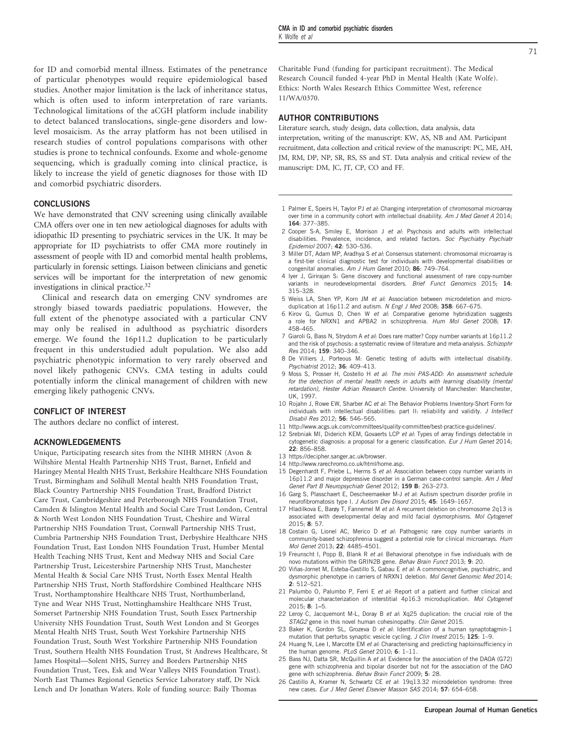for ID and comorbid mental illness. Estimates of the penetrance of particular phenotypes would require epidemiological based studies. Another major limitation is the lack of inheritance status, which is often used to inform interpretation of rare variants. Technological limitations of the aCGH platform include inability to detect balanced translocations, single-gene disorders and low-level mosaicism. As the array platform has not been utilised in research studies of control populations comparisons with other studies is prone to technical confounds. Exome and whole-genome sequencing, which is gradually coming into clinical practice, is likely to increase the yield of genetic diagnoses for those with ID and comorbid psychiatric disorders.

## CONCLUSIONS

We have demonstrated that CNV screening using clinically available CMA offers over one in ten new aetiological diagnoses for adults with idiopathic ID presenting to psychiatric services in the UK. It may be appropriate for ID psychiatrists to offer CMA more routinely in assessment of people with ID and comorbid mental health problems, particularly in forensic settings. Liaison between clinicians and genetic services will be important for the interpretation of new genomic investigations in clinical practice.[32]

Clinical and research data on emerging CNV syndromes are strongly biased towards paediatric populations. However, the full extent of the phenotype associated with a particular CNV may only be realised in adulthood as psychiatric disorders emerge. We found the 16p11.2 duplication to be particularly frequent in this understudied adult population. We also add psychiatric phenotypic information to very rarely observed and novel likely pathogenic CNVs. CMA testing in adults could potentially inform the clinical management of children with new emerging likely pathogenic CNVs.

## CONFLICT OF INTEREST

The authors declare no conflict of interest.

## ACKNOWLEDGEMENTS

Unique, Participating research sites from the NIHR MHRN (Avon & Wiltshire Mental Health Partnership NHS Trust, Barnet, Enfield and Haringey Mental Health NHS Trust, Berkshire Healthcare NHS Foundation Trust, Birmingham and Solihull Mental health NHS Foundation Trust, Black Country Partnership NHS Foundation Trust, Bradford District Care Trust, Cambridgeshire and Peterborough NHS Foundation Trust, Camden & Islington Mental Health and Social Care Trust London, Central & North West London NHS Foundation Trust, Cheshire and Wirral Partnership NHS Foundation Trust, Cornwall Partnership NHS Trust, Cumbria Partnership NHS Foundation Trust, Derbyshire Healthcare NHS Foundation Trust, East London NHS Foundation Trust, Humber Mental Health Teaching NHS Trust, Kent and Medway NHS and Social Care Partnership Trust, Leicestershire Partnership NHS Trust, Manchester Mental Health & Social Care NHS Trust, North Essex Mental Health Partnership NHS Trust, North Staffordshire Combined Healthcare NHS Trust, Northamptonshire Healthcare NHS Trust, Northumberland, Tyne and Wear NHS Trust, Nottinghamshire Healthcare NHS Trust, Somerset Partnership NHS Foundation Trust, South Essex Partnership University NHS Foundation Trust, South West London and St Georges Mental Health NHS Trust, South West Yorkshire Partnership NHS Foundation Trust, South West Yorkshire Partnership NHS Foundation Trust, Southern Health NHS Foundation Trust, St Andrews Healthcare, St James Hospital—Solent NHS, Surrey and Borders Partnership NHS Foundation Trust, Tees, Esk and Wear Valleys NHS Foundation Trust). North East Thames Regional Genetics Service Laboratory staff, Dr Nick Lench and Dr Jonathan Waters. Role of funding source: Baily Thomas Charitable Fund (funding for participant recruitment). The Medical Research Council funded 4-year PhD in Mental Health (Kate Wolfe). Ethics: North Wales Research Ethics Committee West, reference 11/WA/0370.

## AUTHOR CONTRIBUTIONS

Literature search, study design, data collection, data analysis, data interpretation, writing of the manuscript: KW, AS, NB and AM. Participant recruitment, data collection and critical review of the manuscript: PC, ME, AH, JM, RM, DP, NP, SR, RS, SS and ST. Data analysis and critical review of the manuscript: DM, JC, JT, CP, CO and FF.

1 Palmer E, Speirs H, Taylor PJ *et al*: Changing interpretation of chromosomal microarray over time in a community cohort with intellectual disability. *Am J Med Genet A* 2014; **164**: 377–385.
2 Cooper S-A, Smiley E, Morrison J *et al*: Psychosis and adults with intellectual disabilities. Prevalence, incidence, and related factors. *Soc Psychiatry Psychiatr Epidemiol* 2007; **42**: 530–536.
3 Miller DT, Adam MP, Aradhya S *et al*: Consensus statement: chromosomal microarray is a first-tier clinical diagnostic test for individuals with developmental disabilities or congenital anomalies. *Am J Hum Genet* 2010; **86**: 749–764.
4 Iyer J, Girirajan S: Gene discovery and functional assessment of rare copy-number variants in neurodevelopmental disorders. *Brief Funct Genomics* 2015; **14**: 315–328.
5 Weiss LA, Shen YP, Korn JM *et al*: Association between microdeletion and microduplication at 16p11.2 and autism. *N Engl J Med* 2008; **358**: 667–675.
6 Kirov G, Gumus D, Chen W *et al*: Comparative genome hybridization suggests a role for NRXN1 and APBA2 in schizophrenia. *Hum Mol Genet* 2008; **17**: 458–465.
7 Giaroli G, Bass N, Strydom A *et al*: Does rare matter? Copy number variants at 16p11.2 and the risk of psychosis: a systematic review of literature and meta-analysis. *Schizophr Res* 2014; **159**: 340–346.
8 De Villiers J, Porteous M: Genetic testing of adults with intellectual disability. *Psychiatrist* 2012; **36**: 409–413.
9 Moss S, Prosser H, Costello H *et al*: *The mini PAS-ADD: An assessment schedule for the detection of mental health needs in adults with learning disability (mental retardation), Hester Adrian Research Centre*. University of Manchester: Manchester, UK, 1997.
10 Rojahn J, Rowe EW, Sharber AC *et al*: The Behavior Problems Inventory-Short Form for individuals with intellectual disabilities: part II: reliability and validity. *J Intellect Disabil Res* 2012; **56**: 546–565.
11 http://www.acgs.uk.com/committees/quality-committee/best-practice-guidelines/.
12 Srebniak MI, Diderich KEM, Govaerts LCP *et al*: Types of array findings detectable in cytogenetic diagnosis: a proposal for a generic classification. *Eur J Hum Genet* 2014; **22**: 856–858.
13 https://decipher.sanger.ac.uk/browser.
14 http://www.rarechromo.co.uk/html/home.asp.
15 Degenhardt F, Priebe L, Herms S *et al*: Association between copy number variants in 16p11.2 and major depressive disorder in a German case-control sample. *Am J Med Genet Part B Neuropsychiatr Genet* 2012; **159 B**: 263–273.
16 Garg S, Plasschaert E, Descheemaeker M-J *et al*: Autism spectrum disorder profile in neurofibromatosis type I. *J Autism Dev Disord* 2015; **45**: 1649–1657.
17 Hladilkova E, Barøy T, Fannemel M *et al*: A recurrent deletion on chromosome 2q13 is associated with developmental delay and mild facial dysmorphisms. *Mol Cytogenet* 2015; **8**: 57.
18 Costain G, Lionel AC, Merico D *et al*: Pathogenic rare copy number variants in community-based schizophrenia suggest a potential role for clinical microarrays. *Hum Mol Genet* 2013; **22**: 4485–4501.
19 Freunscht I, Popp B, Blank R *et al*: Behavioral phenotype in five individuals with de novo mutations within the GRIN2B gene. *Behav Brain Funct* 2013; **9**: 20.
20 Viñas-Jornet M, Esteba-Castillo S, Gabau E *et al*: A commoncognitive, psychiatric, and dysmorphic phenotype in carriers of NRXN1 deletion. *Mol Genet Genomic Med* 2014; **2**: 512–521.
21 Palumbo O, Palumbo P, Ferri E *et al*: Report of a patient and further clinical and molecular characterization of interstitial 4p16.3 microduplication. *Mol Cytogenet* 2015; **8**: 1–5.
22 Leroy C, Jacquemont M-L, Doray B *et al*: Xq25 duplication: the crucial role of the *STAG2* gene in this novel human cohesinopathy. *Clin Genet* 2015.
23 Baker K, Gordon SL, Grozeva D *et al*: Identification of a human synaptotagmin-1 mutation that perturbs synaptic vesicle cycling. *J Clin Invest* 2015; **125**: 1–9.
24 Huang N, Lee I, Marcotte EM *et al*: Characterising and predicting haploinsufficiency in the human genome. *PLoS Genet* 2010; **6**: 1–11.
25 Bass NJ, Datta SR, McQuillin A *et al*: Evidence for the association of the DAOA (G72) gene with schizophrenia and bipolar disorder but not for the association of the DAO gene with schizophrenia. *Behav Brain Funct* 2009; **5**: 28.
26 Castillo A, Kramer N, Schwartz CE *et al*: 19q13.32 microdeletion syndrome: three new cases. *Eur J Med Genet Elsevier Masson SAS* 2014; **57**: 654–658.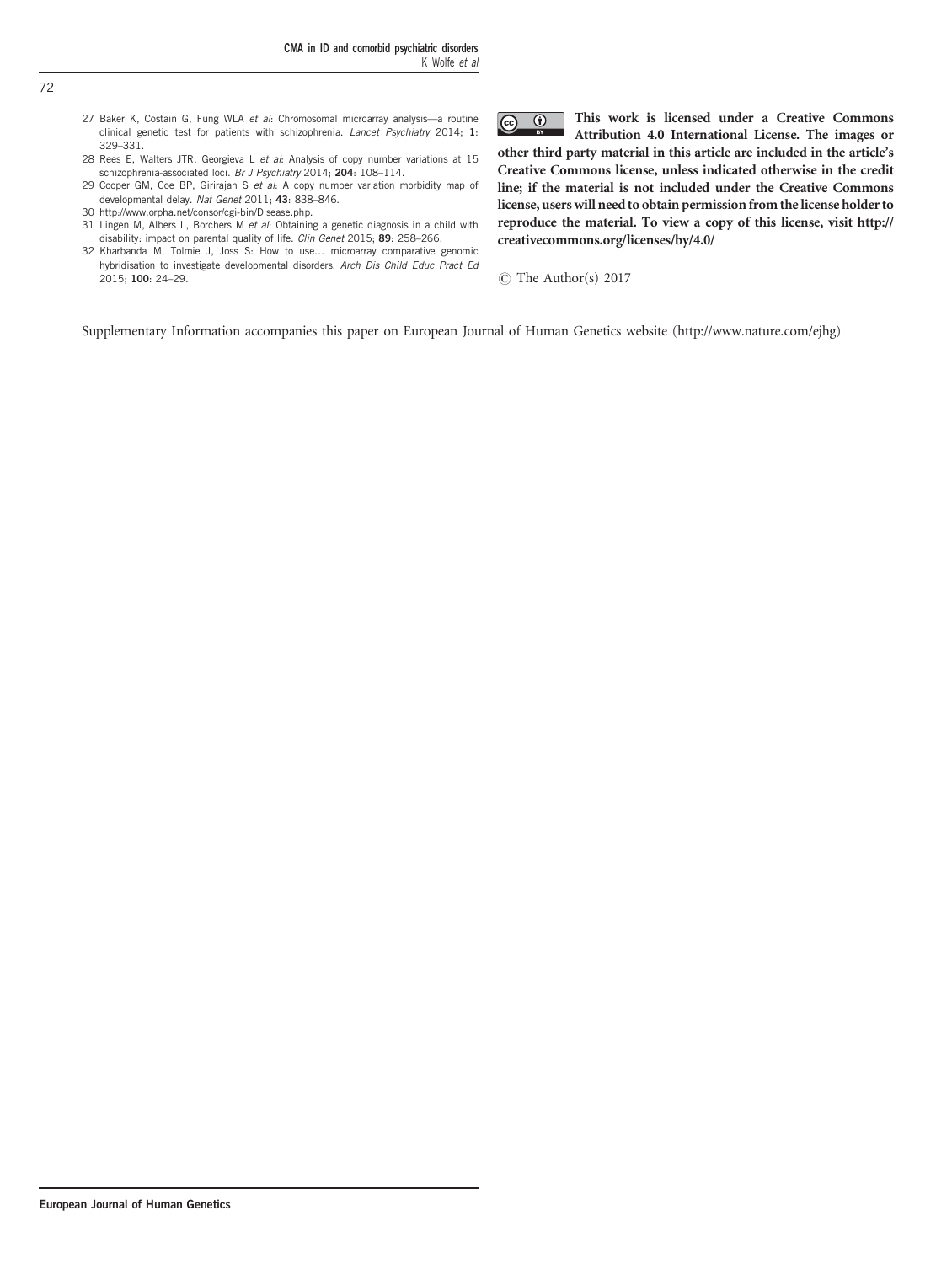27 Baker K, Costain G, Fung WLA *et al*: Chromosomal microarray analysis—a routine clinical genetic test for patients with schizophrenia. *Lancet Psychiatry* 2014; **1**: 329–331.

28 Rees E, Walters JTR, Georgieva L *et al*: Analysis of copy number variations at 15 schizophrenia-associated loci. *Br J Psychiatry* 2014; **204**: 108–114.

29 Cooper GM, Coe BP, Girirajan S *et al*: A copy number variation morbidity map of developmental delay. *Nat Genet* 2011; **43**: 838–846.

30 http://www.orpha.net/consor/cgi-bin/Disease.php.

31 Lingen M, Albers L, Borchers M *et al*: Obtaining a genetic diagnosis in a child with disability: impact on parental quality of life. *Clin Genet* 2015; **89**: 258–266.

32 Kharbanda M, Tolmie J, Joss S: How to use… microarray comparative genomic hybridisation to investigate developmental disorders. *Arch Dis Child Educ Pract Ed* 2015; **100**: 24–29.

**This work is licensed under a Creative Commons Attribution 4.0 International License. The images or other third party material in this article are included in the article's Creative Commons license, unless indicated otherwise in the credit line; if the material is not included under the Creative Commons license, users will need to obtain permission from the license holder to reproduce the material. To view a copy of this license, visit http://creativecommons.org/licenses/by/4.0/**

© The Author(s) 2017

Supplementary Information accompanies this paper on European Journal of Human Genetics website (http://www.nature.com/ejhg)